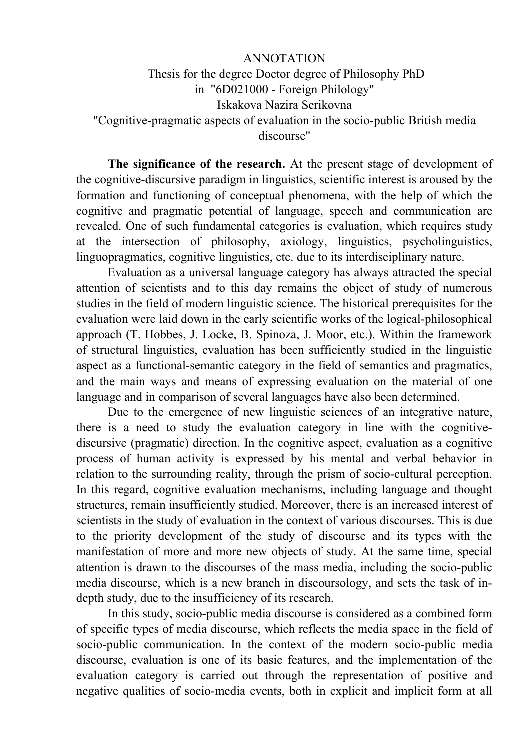ANNOTATION

Thesis for the degree Doctor degree of Philosophy PhD

in "6D021000 - Foreign Philology"

Iskakova Nazira Serikovna

"Cognitive-pragmatic aspects of evaluation in the socio-public British media discourse"

**The significance of the research.** At the present stage of development of the cognitive-discursive paradigm in linguistics, scientific interest is aroused by the formation and functioning of conceptual phenomena, with the help of which the cognitive and pragmatic potential of language, speech and communication are revealed. One of such fundamental categories is evaluation, which requires study at the intersection of philosophy, axiology, linguistics, psycholinguistics, linguopragmatics, cognitive linguistics, etc. due to its interdisciplinary nature.

Evaluation as a universal language category has always attracted the special attention of scientists and to this day remains the object of study of numerous studies in the field of modern linguistic science. The historical prerequisites for the evaluation were laid down in the early scientific works of the logical-philosophical approach (T. Hobbes, J. Locke, B. Spinoza, J. Moor, etc.). Within the framework of structural linguistics, evaluation has been sufficiently studied in the linguistic aspect as a functional-semantic category in the field of semantics and pragmatics, and the main ways and means of expressing evaluation on the material of one language and in comparison of several languages have also been determined.

Due to the emergence of new linguistic sciences of an integrative nature, there is a need to study the evaluation category in line with the cognitive-discursive (pragmatic) direction. In the cognitive aspect, evaluation as a cognitive process of human activity is expressed by his mental and verbal behavior in relation to the surrounding reality, through the prism of socio-cultural perception. In this regard, cognitive evaluation mechanisms, including language and thought structures, remain insufficiently studied. Moreover, there is an increased interest of scientists in the study of evaluation in the context of various discourses. This is due to the priority development of the study of discourse and its types with the manifestation of more and more new objects of study. At the same time, special attention is drawn to the discourses of the mass media, including the socio-public media discourse, which is a new branch in discoursology, and sets the task of in-depth study, due to the insufficiency of its research.

In this study, socio-public media discourse is considered as a combined form of specific types of media discourse, which reflects the media space in the field of socio-public communication. In the context of the modern socio-public media discourse, evaluation is one of its basic features, and the implementation of the evaluation category is carried out through the representation of positive and negative qualities of socio-media events, both in explicit and implicit form at all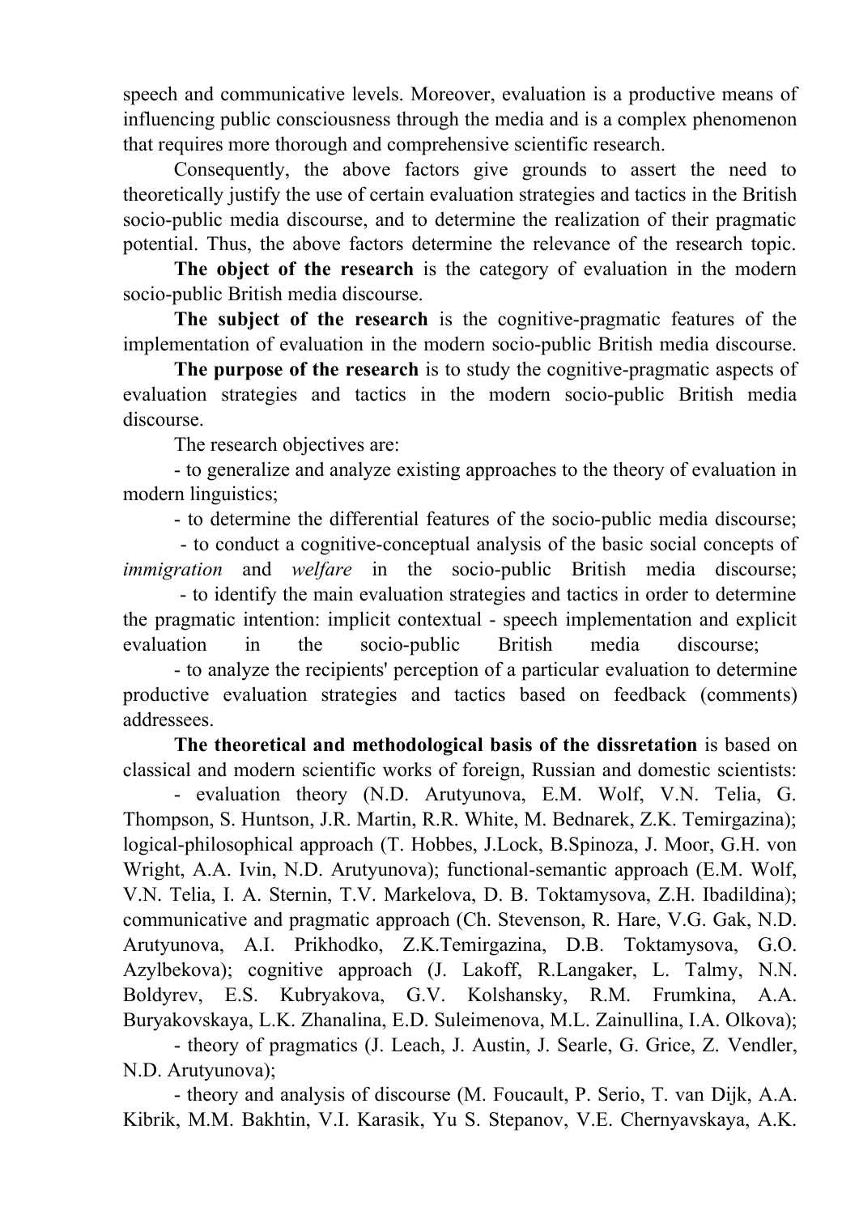speech and communicative levels. Moreover, evaluation is a productive means of influencing public consciousness through the media and is a complex phenomenon that requires more thorough and comprehensive scientific research.

Consequently, the above factors give grounds to assert the need to theoretically justify the use of certain evaluation strategies and tactics in the British socio-public media discourse, and to determine the realization of their pragmatic potential. Thus, the above factors determine the relevance of the research topic.

**The object of the research** is the category of evaluation in the modern socio-public British media discourse.

**The subject of the research** is the cognitive-pragmatic features of the implementation of evaluation in the modern socio-public British media discourse.

**The purpose of the research** is to study the cognitive-pragmatic aspects of evaluation strategies and tactics in the modern socio-public British media discourse.

The research objectives are:

- to generalize and analyze existing approaches to the theory of evaluation in modern linguistics;
- to determine the differential features of the socio-public media discourse;
- to conduct a cognitive-conceptual analysis of the basic social concepts of *immigration* and *welfare* in the socio-public British media discourse;
- to identify the main evaluation strategies and tactics in order to determine the pragmatic intention: implicit contextual - speech implementation and explicit evaluation in the socio-public British media discourse;
- to analyze the recipients' perception of a particular evaluation to determine productive evaluation strategies and tactics based on feedback (comments) addressees.

**The theoretical and methodological basis of the dissretation** is based on classical and modern scientific works of foreign, Russian and domestic scientists:

- evaluation theory (N.D. Arutyunova, E.M. Wolf, V.N. Telia, G. Thompson, S. Huntson, J.R. Martin, R.R. White, M. Bednarek, Z.K. Temirgazina); logical-philosophical approach (T. Hobbes, J.Lock, B.Spinoza, J. Moor, G.H. von Wright, A.A. Ivin, N.D. Arutyunova); functional-semantic approach (E.M. Wolf, V.N. Telia, I. A. Sternin, T.V. Markelova, D. B. Toktamysova, Z.H. Ibadildina); communicative and pragmatic approach (Ch. Stevenson, R. Hare, V.G. Gak, N.D. Arutyunova, A.I. Prikhodko, Z.K.Temirgazina, D.B. Toktamysova, G.O. Azylbekova); cognitive approach (J. Lakoff, R.Langaker, L. Talmy, N.N. Boldyrev, E.S. Kubryakova, G.V. Kolshansky, R.M. Frumkina, A.A. Buryakovskaya, L.K. Zhanalina, E.D. Suleimenova, M.L. Zainullina, I.A. Olkova);
- theory of pragmatics (J. Leach, J. Austin, J. Searle, G. Grice, Z. Vendler, N.D. Arutyunova);
- theory and analysis of discourse (M. Foucault, P. Serio, T. van Dijk, A.A. Kibrik, M.M. Bakhtin, V.I. Karasik, Yu S. Stepanov, V.E. Chernyavskaya, A.K.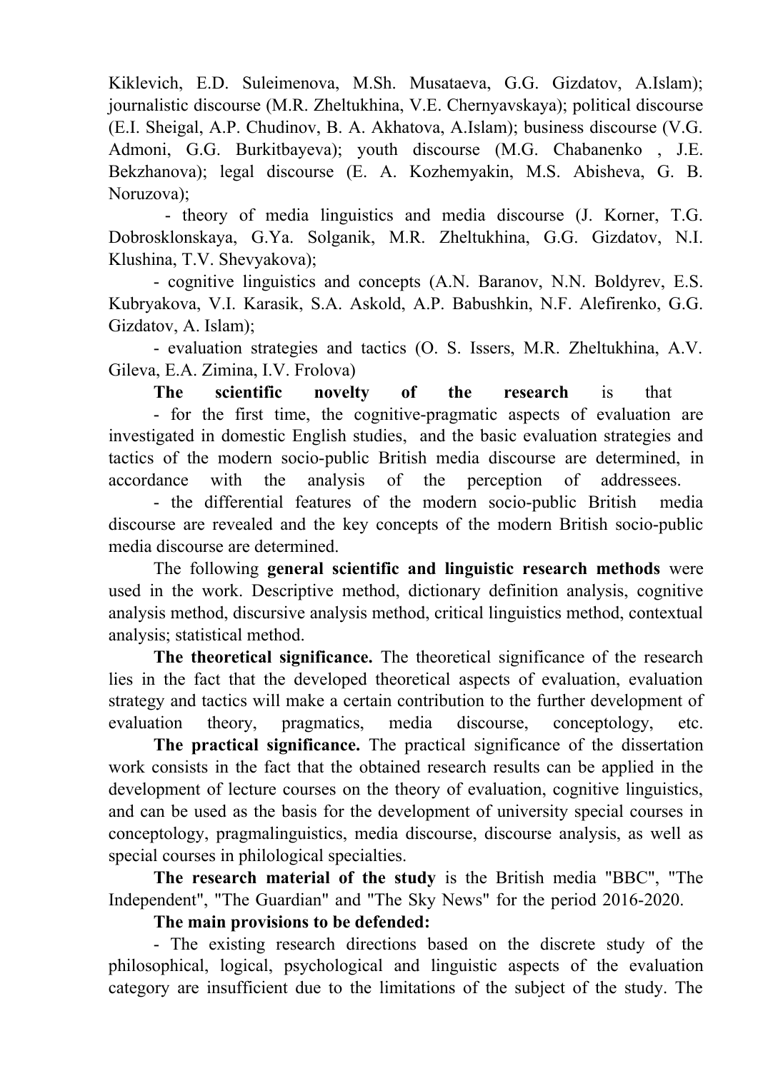Kiklevich, E.D. Suleimenova, M.Sh. Musataeva, G.G. Gizdatov, A.Islam); journalistic discourse (M.R. Zheltukhina, V.E. Chernyavskaya); political discourse (E.I. Sheigal, A.P. Chudinov, B. A. Akhatova, A.Islam); business discourse (V.G. Admoni, G.G. Burkitbayeva); youth discourse (M.G. Chabanenko , J.E. Bekzhanova); legal discourse (E. A. Kozhemyakin, M.S. Abisheva, G. B. Noruzova);

- theory of media linguistics and media discourse (J. Korner, T.G. Dobrosklonskaya, G.Ya. Solganik, M.R. Zheltukhina, G.G. Gizdatov, N.I. Klushina, T.V. Shevyakova);
- cognitive linguistics and concepts (A.N. Baranov, N.N. Boldyrev, E.S. Kubryakova, V.I. Karasik, S.A. Askold, A.P. Babushkin, N.F. Alefirenko, G.G. Gizdatov, A. Islam);
- evaluation strategies and tactics (O. S. Issers, M.R. Zheltukhina, A.V. Gileva, E.A. Zimina, I.V. Frolova)

**The scientific novelty of the research** is that

- for the first time, the cognitive-pragmatic aspects of evaluation are investigated in domestic English studies, and the basic evaluation strategies and tactics of the modern socio-public British media discourse are determined, in accordance with the analysis of the perception of addressees.
- the differential features of the modern socio-public British media discourse are revealed and the key concepts of the modern British socio-public media discourse are determined.

The following **general scientific and linguistic research methods** were used in the work. Descriptive method, dictionary definition analysis, cognitive analysis method, discursive analysis method, critical linguistics method, contextual analysis; statistical method.

**The theoretical significance.** The theoretical significance of the research lies in the fact that the developed theoretical aspects of evaluation, evaluation strategy and tactics will make a certain contribution to the further development of evaluation theory, pragmatics, media discourse, conceptology, etc.

**The practical significance.** The practical significance of the dissertation work consists in the fact that the obtained research results can be applied in the development of lecture courses on the theory of evaluation, cognitive linguistics, and can be used as the basis for the development of university special courses in conceptology, pragmalinguistics, media discourse, discourse analysis, as well as special courses in philological specialties.

**The research material of the study** is the British media "BBC", "The Independent", "The Guardian" and "The Sky News" for the period 2016-2020.

**The main provisions to be defended:**

- The existing research directions based on the discrete study of the philosophical, logical, psychological and linguistic aspects of the evaluation category are insufficient due to the limitations of the subject of the study. The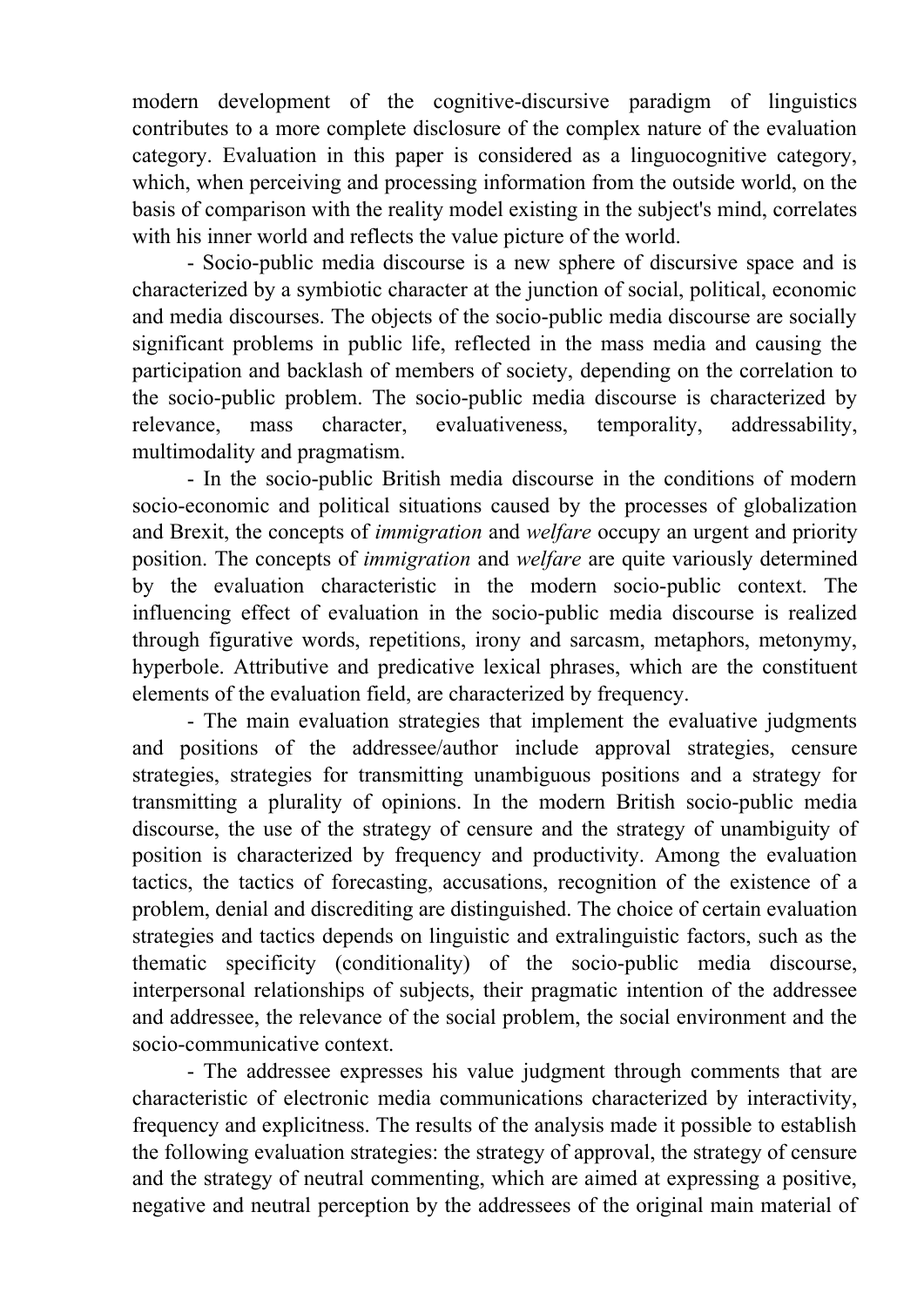modern development of the cognitive-discursive paradigm of linguistics contributes to a more complete disclosure of the complex nature of the evaluation category. Evaluation in this paper is considered as a linguocognitive category, which, when perceiving and processing information from the outside world, on the basis of comparison with the reality model existing in the subject's mind, correlates with his inner world and reflects the value picture of the world.

- Socio-public media discourse is a new sphere of discursive space and is characterized by a symbiotic character at the junction of social, political, economic and media discourses. The objects of the socio-public media discourse are socially significant problems in public life, reflected in the mass media and causing the participation and backlash of members of society, depending on the correlation to the socio-public problem. The socio-public media discourse is characterized by relevance, mass character, evaluativeness, temporality, addressability, multimodality and pragmatism.

- In the socio-public British media discourse in the conditions of modern socio-economic and political situations caused by the processes of globalization and Brexit, the concepts of *immigration* and *welfare* occupy an urgent and priority position. The concepts of *immigration* and *welfare* are quite variously determined by the evaluation characteristic in the modern socio-public context. The influencing effect of evaluation in the socio-public media discourse is realized through figurative words, repetitions, irony and sarcasm, metaphors, metonymy, hyperbole. Attributive and predicative lexical phrases, which are the constituent elements of the evaluation field, are characterized by frequency.

- The main evaluation strategies that implement the evaluative judgments and positions of the addressee/author include approval strategies, censure strategies, strategies for transmitting unambiguous positions and a strategy for transmitting a plurality of opinions. In the modern British socio-public media discourse, the use of the strategy of censure and the strategy of unambiguity of position is characterized by frequency and productivity. Among the evaluation tactics, the tactics of forecasting, accusations, recognition of the existence of a problem, denial and discrediting are distinguished. The choice of certain evaluation strategies and tactics depends on linguistic and extralinguistic factors, such as the thematic specificity (conditionality) of the socio-public media discourse, interpersonal relationships of subjects, their pragmatic intention of the addressee and addressee, the relevance of the social problem, the social environment and the socio-communicative context.

- The addressee expresses his value judgment through comments that are characteristic of electronic media communications characterized by interactivity, frequency and explicitness. The results of the analysis made it possible to establish the following evaluation strategies: the strategy of approval, the strategy of censure and the strategy of neutral commenting, which are aimed at expressing a positive, negative and neutral perception by the addressees of the original main material of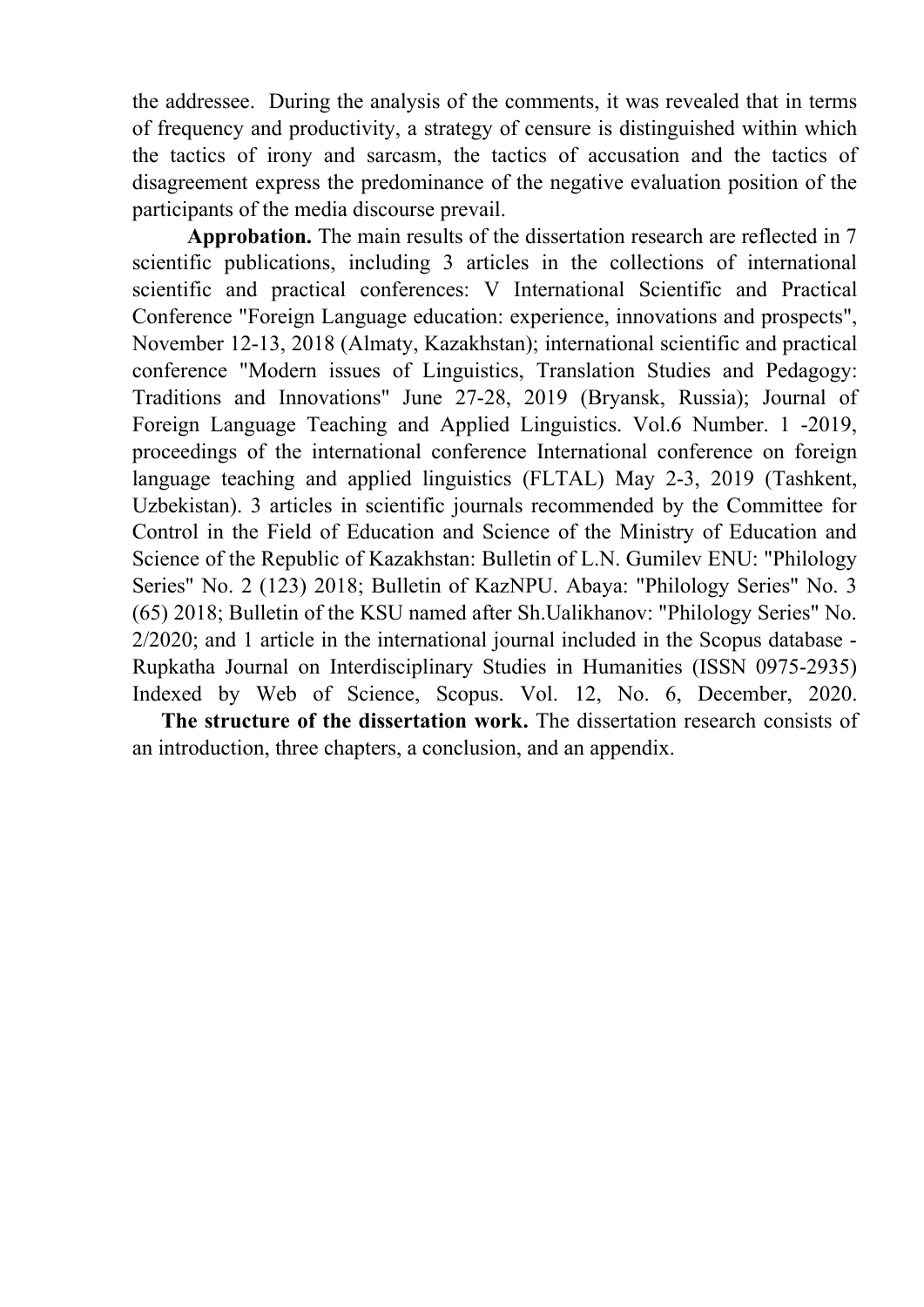the addressee. During the analysis of the comments, it was revealed that in terms of frequency and productivity, a strategy of censure is distinguished within which the tactics of irony and sarcasm, the tactics of accusation and the tactics of disagreement express the predominance of the negative evaluation position of the participants of the media discourse prevail.

**Approbation.** The main results of the dissertation research are reflected in 7 scientific publications, including 3 articles in the collections of international scientific and practical conferences: V International Scientific and Practical Conference "Foreign Language education: experience, innovations and prospects", November 12-13, 2018 (Almaty, Kazakhstan); international scientific and practical conference "Modern issues of Linguistics, Translation Studies and Pedagogy: Traditions and Innovations" June 27-28, 2019 (Bryansk, Russia); Journal of Foreign Language Teaching and Applied Linguistics. Vol.6 Number. 1 -2019, proceedings of the international conference International conference on foreign language teaching and applied linguistics (FLTAL) May 2-3, 2019 (Tashkent, Uzbekistan). 3 articles in scientific journals recommended by the Committee for Control in the Field of Education and Science of the Ministry of Education and Science of the Republic of Kazakhstan: Bulletin of L.N. Gumilev ENU: "Philology Series" No. 2 (123) 2018; Bulletin of KazNPU. Abaya: "Philology Series" No. 3 (65) 2018; Bulletin of the KSU named after Sh.Ualikhanov: "Philology Series" No. 2/2020; and 1 article in the international journal included in the Scopus database - Rupkatha Journal on Interdisciplinary Studies in Humanities (ISSN 0975-2935) Indexed by Web of Science, Scopus. Vol. 12, No. 6, December, 2020.

**The structure of the dissertation work.** The dissertation research consists of an introduction, three chapters, a conclusion, and an appendix.